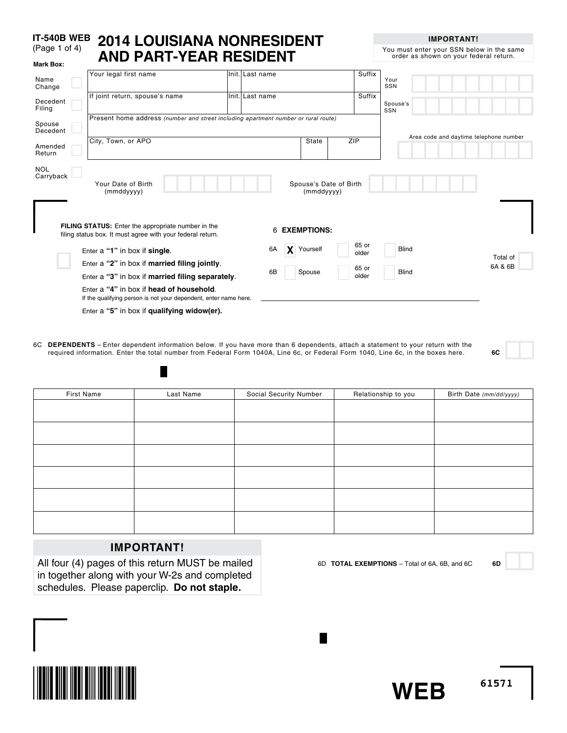# IT-540B WEB (Page 1 of 4)

# 2014 LOUISIANA NONRESIDENT AND PART-YEAR RESIDENT

**IMPORTANT!**
You must enter your SSN below in the same order as shown on your federal return.

**Mark Box:**

- Name Change
- Decedent Filing
- Spouse Decedent
- Amended Return
- NOL Carryback

| Your legal first name | Init. | Last name | Suffix |
|---|---|---|---|
| If joint return, spouse's name | Init. | Last name | Suffix |
| Present home address *(number and street including apartment number or rural route)* | | | |
| City, Town, or APO | State | ZIP | |

Your SSN

Spouse's SSN

Area code and daytime telephone number

Your Date of Birth (mmddyyyy)

Spouse's Date of Birth (mmddyyyy)

**FILING STATUS:** Enter the appropriate number in the filing status box. It must agree with your federal return.

- Enter a **"1"** in box if **single**.
- Enter a **"2"** in box if **married filing jointly**.
- Enter a **"3"** in box if **married filing separately**.
- Enter a **"4"** in box if **head of household**.
  If the qualifying person is not your dependent, enter name here.
- Enter a **"5"** in box if **qualifying widow(er).**

6 **EXEMPTIONS:**

6A X Yourself | 65 or older | Blind

6B Spouse | 65 or older | Blind

Total of 6A & 6B

6C **DEPENDENTS** – Enter dependent information below. If you have more than 6 dependents, attach a statement to your return with the required information. Enter the total number from Federal Form 1040A, Line 6c, or Federal Form 1040, Line 6c, in the boxes here. **6C**

| First Name | Last Name | Social Security Number | Relationship to you | Birth Date *(mm/dd/yyyy)* |
|---|---|---|---|---|
| | | | | |
| | | | | |
| | | | | |
| | | | | |
| | | | | |
| | | | | |

**IMPORTANT!**
All four (4) pages of this return MUST be mailed in together along with your W-2s and completed schedules. Please paperclip. **Do not staple.**

6D **TOTAL EXEMPTIONS** – Total of 6A, 6B, and 6C **6D**

**WEB** 61571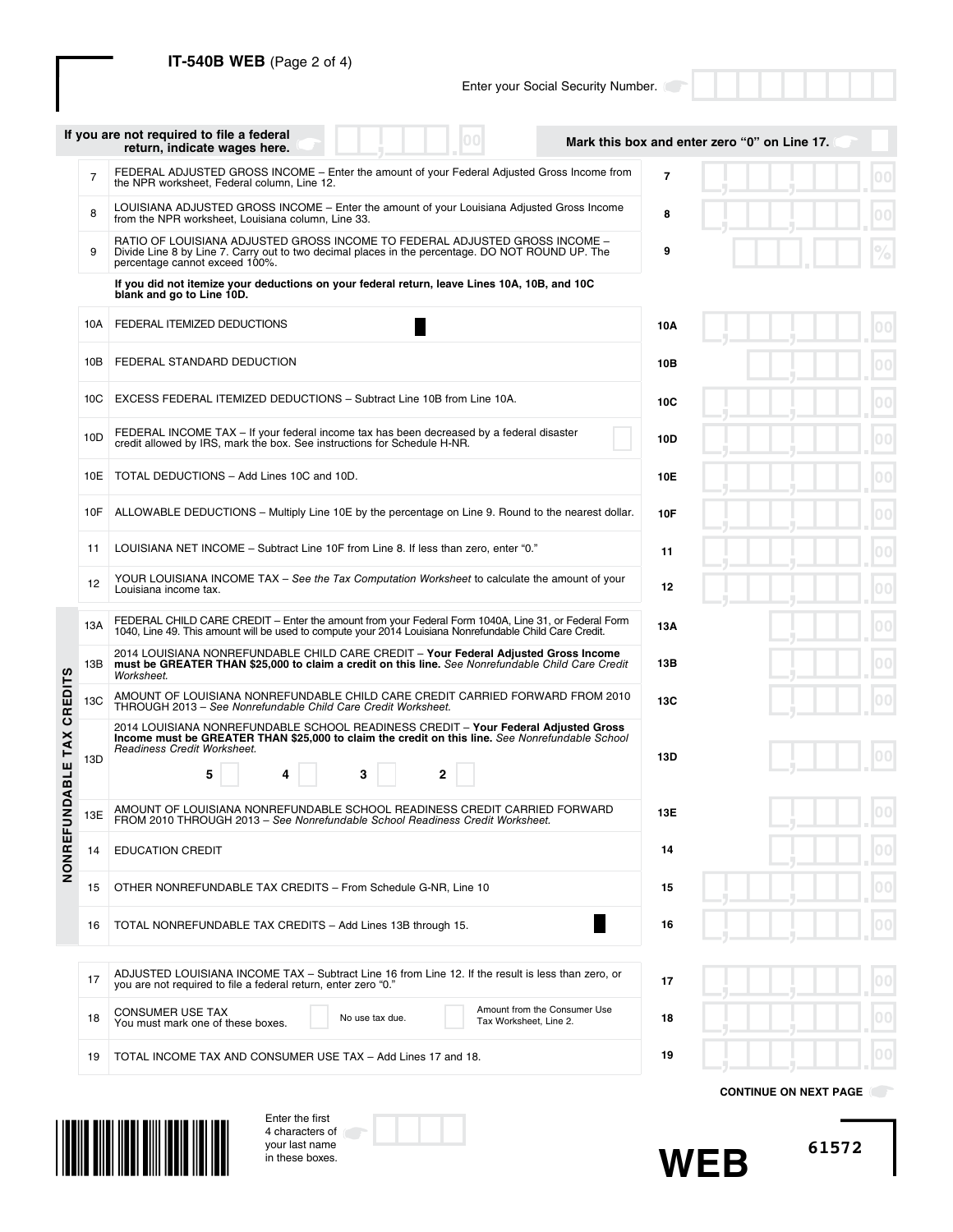**IT-540B WEB** (Page 2 of 4)

Enter your Social Security Number.

If you are not required to file a federal return, indicate wages here. ______ .00 — Mark this box and enter zero "0" on Line 17.

| Line | Description | Line | Amount |
|---|---|---|---|
| 7 | FEDERAL ADJUSTED GROSS INCOME – Enter the amount of your Federal Adjusted Gross Income from the NPR worksheet, Federal column, Line 12. | 7 | .00 |
| 8 | LOUISIANA ADJUSTED GROSS INCOME – Enter the amount of your Louisiana Adjusted Gross Income from the NPR worksheet, Louisiana column, Line 33. | 8 | .00 |
| 9 | RATIO OF LOUISIANA ADJUSTED GROSS INCOME TO FEDERAL ADJUSTED GROSS INCOME – Divide Line 8 by Line 7. Carry out to two decimal places in the percentage. DO NOT ROUND UP. The percentage cannot exceed 100%. | 9 | % |
| | **If you did not itemize your deductions on your federal return, leave Lines 10A, 10B, and 10C blank and go to Line 10D.** | | |
| 10A | FEDERAL ITEMIZED DEDUCTIONS | 10A | .00 |
| 10B | FEDERAL STANDARD DEDUCTION | 10B | .00 |
| 10C | EXCESS FEDERAL ITEMIZED DEDUCTIONS – Subtract Line 10B from Line 10A. | 10C | .00 |
| 10D | FEDERAL INCOME TAX – If your federal income tax has been decreased by a federal disaster credit allowed by IRS, mark the box. See instructions for Schedule H-NR. | 10D | .00 |
| 10E | TOTAL DEDUCTIONS – Add Lines 10C and 10D. | 10E | .00 |
| 10F | ALLOWABLE DEDUCTIONS – Multiply Line 10E by the percentage on Line 9. Round to the nearest dollar. | 10F | .00 |
| 11 | LOUISIANA NET INCOME – Subtract Line 10F from Line 8. If less than zero, enter "0." | 11 | .00 |
| 12 | YOUR LOUISIANA INCOME TAX – *See the Tax Computation Worksheet* to calculate the amount of your Louisiana income tax. | 12 | .00 |

**NONREFUNDABLE TAX CREDITS**

| Line | Description | Line | Amount |
|---|---|---|---|
| 13A | FEDERAL CHILD CARE CREDIT – Enter the amount from your Federal Form 1040A, Line 31, or Federal Form 1040, Line 49. This amount will be used to compute your 2014 Louisiana Nonrefundable Child Care Credit. | 13A | .00 |
| 13B | 2014 LOUISIANA NONREFUNDABLE CHILD CARE CREDIT – **Your Federal Adjusted Gross Income must be GREATER THAN $25,000 to claim a credit on this line.** *See Nonrefundable Child Care Credit Worksheet.* | 13B | .00 |
| 13C | AMOUNT OF LOUISIANA NONREFUNDABLE CHILD CARE CREDIT CARRIED FORWARD FROM 2010 THROUGH 2013 – *See Nonrefundable Child Care Credit Worksheet.* | 13C | .00 |
| 13D | 2014 LOUISIANA NONREFUNDABLE SCHOOL READINESS CREDIT – **Your Federal Adjusted Gross Income must be GREATER THAN $25,000 to claim the credit on this line.** *See Nonrefundable School Readiness Credit Worksheet.* 5 ☐ 4 ☐ 3 ☐ 2 ☐ | 13D | .00 |
| 13E | AMOUNT OF LOUISIANA NONREFUNDABLE SCHOOL READINESS CREDIT CARRIED FORWARD FROM 2010 THROUGH 2013 – *See Nonrefundable School Readiness Credit Worksheet.* | 13E | .00 |
| 14 | EDUCATION CREDIT | 14 | .00 |
| 15 | OTHER NONREFUNDABLE TAX CREDITS – From Schedule G-NR, Line 10 | 15 | .00 |
| 16 | TOTAL NONREFUNDABLE TAX CREDITS – Add Lines 13B through 15. | 16 | .00 |

| Line | Description | Line | Amount |
|---|---|---|---|
| 17 | ADJUSTED LOUISIANA INCOME TAX – Subtract Line 16 from Line 12. If the result is less than zero, or you are not required to file a federal return, enter zero "0." | 17 | .00 |
| 18 | CONSUMER USE TAX You must mark one of these boxes. ☐ No use tax due. ☐ Amount from the Consumer Use Tax Worksheet, Line 2. | 18 | .00 |
| 19 | TOTAL INCOME TAX AND CONSUMER USE TAX – Add Lines 17 and 18. | 19 | .00 |

**CONTINUE ON NEXT PAGE**

Enter the first 4 characters of your last name in these boxes.

WEB

61572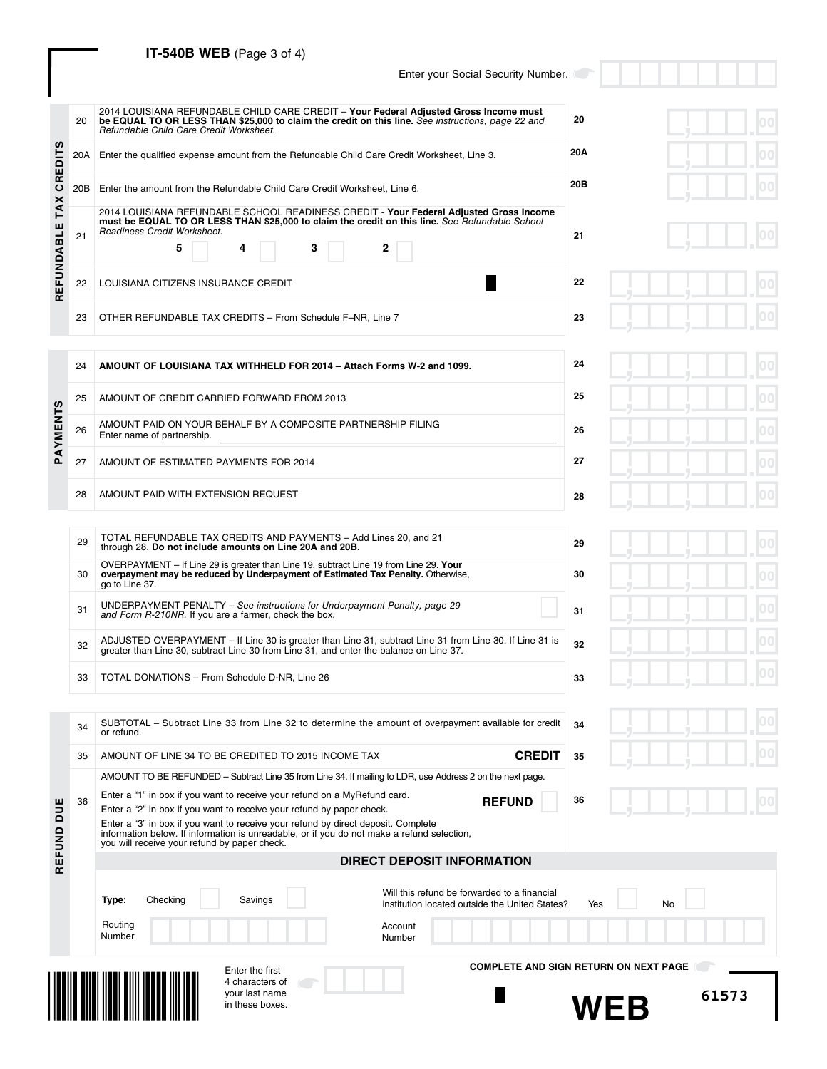**IT-540B WEB** (Page 3 of 4)

Enter your Social Security Number.

## REFUNDABLE TAX CREDITS

| Line | Description | Line | Amount |
|---|---|---|---|
| 20 | 2014 LOUISIANA REFUNDABLE CHILD CARE CREDIT – **Your Federal Adjusted Gross Income must be EQUAL TO OR LESS THAN $25,000 to claim the credit on this line.** *See instructions, page 22 and Refundable Child Care Credit Worksheet.* | 20 | .00 |
| 20A | Enter the qualified expense amount from the Refundable Child Care Credit Worksheet, Line 3. | 20A | .00 |
| 20B | Enter the amount from the Refundable Child Care Credit Worksheet, Line 6. | 20B | .00 |
| 21 | 2014 LOUISIANA REFUNDABLE SCHOOL READINESS CREDIT - **Your Federal Adjusted Gross Income must be EQUAL TO OR LESS THAN $25,000 to claim the credit on this line.** *See Refundable School Readiness Credit Worksheet.* 5 ☐ 4 ☐ 3 ☐ 2 ☐ | 21 | .00 |
| 22 | LOUISIANA CITIZENS INSURANCE CREDIT | 22 | .00 |
| 23 | OTHER REFUNDABLE TAX CREDITS – From Schedule F–NR, Line 7 | 23 | .00 |

## PAYMENTS

| Line | Description | Line | Amount |
|---|---|---|---|
| 24 | **AMOUNT OF LOUISIANA TAX WITHHELD FOR 2014 – Attach Forms W-2 and 1099.** | 24 | .00 |
| 25 | AMOUNT OF CREDIT CARRIED FORWARD FROM 2013 | 25 | .00 |
| 26 | AMOUNT PAID ON YOUR BEHALF BY A COMPOSITE PARTNERSHIP FILING Enter name of partnership. ______ | 26 | .00 |
| 27 | AMOUNT OF ESTIMATED PAYMENTS FOR 2014 | 27 | .00 |
| 28 | AMOUNT PAID WITH EXTENSION REQUEST | 28 | .00 |

| Line | Description | Line | Amount |
|---|---|---|---|
| 29 | TOTAL REFUNDABLE TAX CREDITS AND PAYMENTS – Add Lines 20, and 21 through 28. **Do not include amounts on Line 20A and 20B.** | 29 | .00 |
| 30 | OVERPAYMENT – If Line 29 is greater than Line 19, subtract Line 19 from Line 29. **Your overpayment may be reduced by Underpayment of Estimated Tax Penalty.** Otherwise, go to Line 37. | 30 | .00 |
| 31 | UNDERPAYMENT PENALTY – *See instructions for Underpayment Penalty, page 29 and Form R-210NR.* If you are a farmer, check the box. ☐ | 31 | .00 |
| 32 | ADJUSTED OVERPAYMENT – If Line 30 is greater than Line 31, subtract Line 31 from Line 30. If Line 31 is greater than Line 30, subtract Line 30 from Line 31, and enter the balance on Line 37. | 32 | .00 |
| 33 | TOTAL DONATIONS – From Schedule D-NR, Line 26 | 33 | .00 |

## REFUND DUE

| Line | Description | Line | Amount |
|---|---|---|---|
| 34 | SUBTOTAL – Subtract Line 33 from Line 32 to determine the amount of overpayment available for credit or refund. | 34 | .00 |
| 35 | AMOUNT OF LINE 34 TO BE CREDITED TO 2015 INCOME TAX **CREDIT** | 35 | .00 |
| 36 | AMOUNT TO BE REFUNDED – Subtract Line 35 from Line 34. If mailing to LDR, use Address 2 on the next page. Enter a "1" in box if you want to receive your refund on a MyRefund card. Enter a "2" in box if you want to receive your refund by paper check. Enter a "3" in box if you want to receive your refund by direct deposit. Complete information below. If information is unreadable, or if you do not make a refund selection, you will receive your refund by paper check. **REFUND** ☐ | 36 | .00 |

### DIRECT DEPOSIT INFORMATION

Type: Checking ☐ Savings ☐

Will this refund be forwarded to a financial institution located outside the United States? Yes ☐ No ☐

Routing Number ______ Account Number ______

Enter the first 4 characters of your last name in these boxes.

**COMPLETE AND SIGN RETURN ON NEXT PAGE**

**WEB** 61573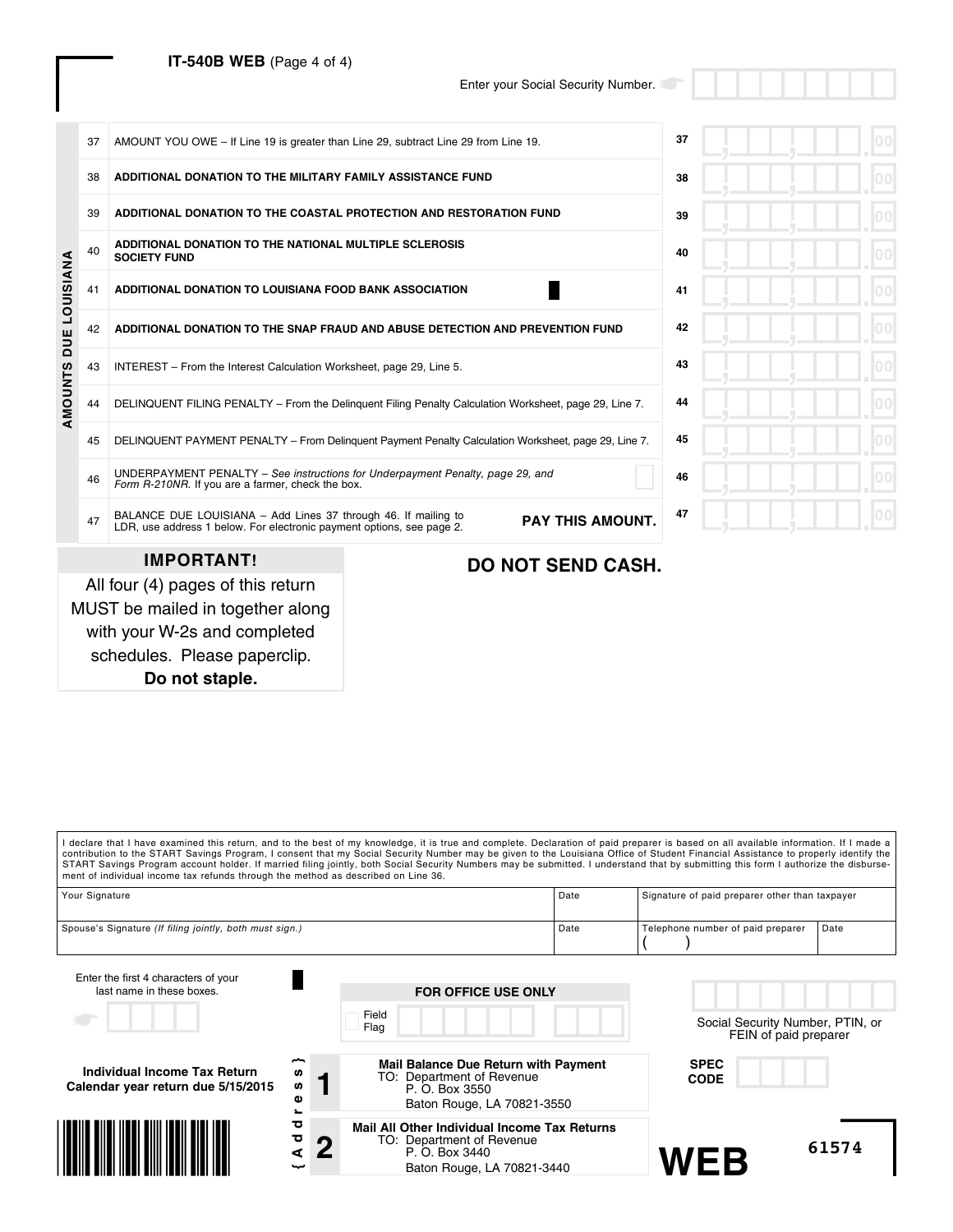**IT-540B WEB** (Page 4 of 4)

Enter your Social Security Number.

**AMOUNTS DUE LOUISIANA**

| Line | Description | Line | Amount |
|---|---|---|---|
| 37 | AMOUNT YOU OWE – If Line 19 is greater than Line 29, subtract Line 29 from Line 19. | 37 | 00 |
| 38 | **ADDITIONAL DONATION TO THE MILITARY FAMILY ASSISTANCE FUND** | 38 | 00 |
| 39 | **ADDITIONAL DONATION TO THE COASTAL PROTECTION AND RESTORATION FUND** | 39 | 00 |
| 40 | **ADDITIONAL DONATION TO THE NATIONAL MULTIPLE SCLEROSIS SOCIETY FUND** | 40 | 00 |
| 41 | **ADDITIONAL DONATION TO LOUISIANA FOOD BANK ASSOCIATION** | 41 | 00 |
| 42 | **ADDITIONAL DONATION TO THE SNAP FRAUD AND ABUSE DETECTION AND PREVENTION FUND** | 42 | 00 |
| 43 | INTEREST – From the Interest Calculation Worksheet, page 29, Line 5. | 43 | 00 |
| 44 | DELINQUENT FILING PENALTY – From the Delinquent Filing Penalty Calculation Worksheet, page 29, Line 7. | 44 | 00 |
| 45 | DELINQUENT PAYMENT PENALTY – From Delinquent Payment Penalty Calculation Worksheet, page 29, Line 7. | 45 | 00 |
| 46 | UNDERPAYMENT PENALTY – *See instructions for Underpayment Penalty, page 29, and Form R-210NR.* If you are a farmer, check the box. | 46 | 00 |
| 47 | BALANCE DUE LOUISIANA – Add Lines 37 through 46. If mailing to LDR, use address 1 below. For electronic payment options, see page 2. **PAY THIS AMOUNT.** | 47 | 00 |

**IMPORTANT!**

All four (4) pages of this return MUST be mailed in together along with your W-2s and completed schedules. Please paperclip. **Do not staple.**

**DO NOT SEND CASH.**

I declare that I have examined this return, and to the best of my knowledge, it is true and complete. Declaration of paid preparer is based on all available information. If I made a contribution to the START Savings Program, I consent that my Social Security Number may be given to the Louisiana Office of Student Financial Assistance to properly identify the START Savings Program account holder. If married filing jointly, both Social Security Numbers may be submitted. I understand that by submitting this form I authorize the disbursement of individual income tax refunds through the method as described on Line 36.

| Your Signature | Date | Signature of paid preparer other than taxpayer | |
|---|---|---|---|
| Spouse's Signature *(If filing jointly, both must sign.)* | Date | Telephone number of paid preparer ( ) | Date |

Enter the first 4 characters of your last name in these boxes.

**FOR OFFICE USE ONLY**

Field Flag

Social Security Number, PTIN, or FEIN of paid preparer

**Individual Income Tax Return**
**Calendar year return due 5/15/2015**

{Address}

**1** **Mail Balance Due Return with Payment**
TO: Department of Revenue
P. O. Box 3550
Baton Rouge, LA 70821-3550

**2** **Mail All Other Individual Income Tax Returns**
TO: Department of Revenue
P. O. Box 3440
Baton Rouge, LA 70821-3440

**SPEC CODE**

**WEB**

61574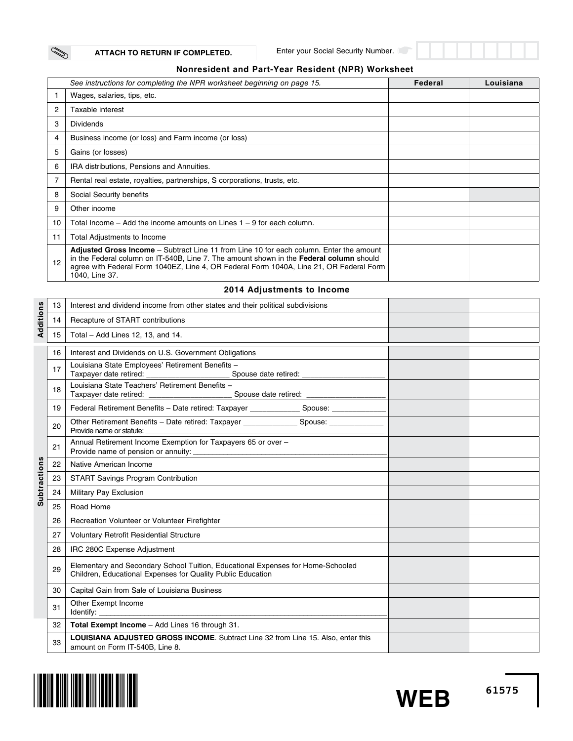ATTACH TO RETURN IF COMPLETED.

Enter your Social Security Number.

## Nonresident and Part-Year Resident (NPR) Worksheet

| | *See instructions for completing the NPR worksheet beginning on page 15.* | Federal | Louisiana |
|---|---|---|---|
| 1 | Wages, salaries, tips, etc. | | |
| 2 | Taxable interest | | |
| 3 | Dividends | | |
| 4 | Business income (or loss) and Farm income (or loss) | | |
| 5 | Gains (or losses) | | |
| 6 | IRA distributions, Pensions and Annuities. | | |
| 7 | Rental real estate, royalties, partnerships, S corporations, trusts, etc. | | |
| 8 | Social Security benefits | | |
| 9 | Other income | | |
| 10 | Total Income – Add the income amounts on Lines 1 – 9 for each column. | | |
| 11 | Total Adjustments to Income | | |
| 12 | **Adjusted Gross Income** – Subtract Line 11 from Line 10 for each column. Enter the amount in the Federal column on IT-540B, Line 7. The amount shown in the **Federal column** should agree with Federal Form 1040EZ, Line 4, OR Federal Form 1040A, Line 21, OR Federal Form 1040, Line 37. | | |

### 2014 Adjustments to Income

| | | | | |
|---|---|---|---|---|
| Additions | 13 | Interest and dividend income from other states and their political subdivisions | | |
| | 14 | Recapture of START contributions | | |
| | 15 | Total – Add Lines 12, 13, and 14. | | |
| Subtractions | 16 | Interest and Dividends on U.S. Government Obligations | | |
| | 17 | Louisiana State Employees' Retirement Benefits – Taxpayer date retired: ____________ Spouse date retired: ____________ | | |
| | 18 | Louisiana State Teachers' Retirement Benefits – Taxpayer date retired: ____________ Spouse date retired: ____________ | | |
| | 19 | Federal Retirement Benefits – Date retired: Taxpayer ____________ Spouse: ____________ | | |
| | 20 | Other Retirement Benefits – Date retired: Taxpayer ____________ Spouse: ____________ Provide name or statute: ____________ | | |
| | 21 | Annual Retirement Income Exemption for Taxpayers 65 or over – Provide name of pension or annuity: ____________ | | |
| | 22 | Native American Income | | |
| | 23 | START Savings Program Contribution | | |
| | 24 | Military Pay Exclusion | | |
| | 25 | Road Home | | |
| | 26 | Recreation Volunteer or Volunteer Firefighter | | |
| | 27 | Voluntary Retrofit Residential Structure | | |
| | 28 | IRC 280C Expense Adjustment | | |
| | 29 | Elementary and Secondary School Tuition, Educational Expenses for Home-Schooled Children, Educational Expenses for Quality Public Education | | |
| | 30 | Capital Gain from Sale of Louisiana Business | | |
| | 31 | Other Exempt Income Identify: ____________ | | |
| | 32 | **Total Exempt Income** – Add Lines 16 through 31. | | |
| | 33 | **LOUISIANA ADJUSTED GROSS INCOME**. Subtract Line 32 from Line 15. Also, enter this amount on Form IT-540B, Line 8. | | |

WEB

61575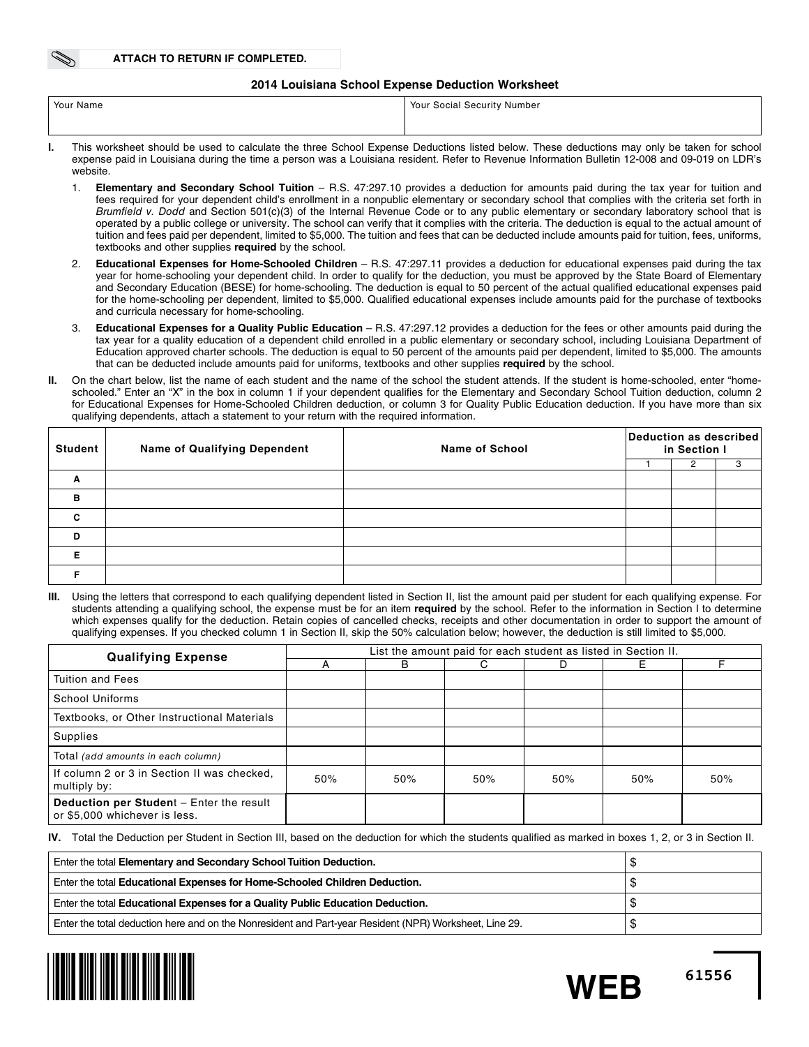**ATTACH TO RETURN IF COMPLETED.**

# 2014 Louisiana School Expense Deduction Worksheet

| Your Name | Your Social Security Number |
|---|---|
| | |

**I.** This worksheet should be used to calculate the three School Expense Deductions listed below. These deductions may only be taken for school expense paid in Louisiana during the time a person was a Louisiana resident. Refer to Revenue Information Bulletin 12-008 and 09-019 on LDR's website.

1. **Elementary and Secondary School Tuition** – R.S. 47:297.10 provides a deduction for amounts paid during the tax year for tuition and fees required for your dependent child's enrollment in a nonpublic elementary or secondary school that complies with the criteria set forth in *Brumfield v. Dodd* and Section 501(c)(3) of the Internal Revenue Code or to any public elementary or secondary laboratory school that is operated by a public college or university. The school can verify that it complies with the criteria. The deduction is equal to the actual amount of tuition and fees paid per dependent, limited to $5,000. The tuition and fees that can be deducted include amounts paid for tuition, fees, uniforms, textbooks and other supplies **required** by the school.
2. **Educational Expenses for Home-Schooled Children** – R.S. 47:297.11 provides a deduction for educational expenses paid during the tax year for home-schooling your dependent child. In order to qualify for the deduction, you must be approved by the State Board of Elementary and Secondary Education (BESE) for home-schooling. The deduction is equal to 50 percent of the actual qualified educational expenses paid for the home-schooling per dependent, limited to $5,000. Qualified educational expenses include amounts paid for the purchase of textbooks and curricula necessary for home-schooling.
3. **Educational Expenses for a Quality Public Education** – R.S. 47:297.12 provides a deduction for the fees or other amounts paid during the tax year for a quality education of a dependent child enrolled in a public elementary or secondary school, including Louisiana Department of Education approved charter schools. The deduction is equal to 50 percent of the amounts paid per dependent, limited to $5,000. The amounts that can be deducted include amounts paid for uniforms, textbooks and other supplies **required** by the school.

**II.** On the chart below, list the name of each student and the name of the school the student attends. If the student is home-schooled, enter "home-schooled." Enter an "X" in the box in column 1 if your dependent qualifies for the Elementary and Secondary School Tuition deduction, column 2 for Educational Expenses for Home-Schooled Children deduction, or column 3 for Quality Public Education deduction. If you have more than six qualifying dependents, attach a statement to your return with the required information.

| Student | Name of Qualifying Dependent | Name of School | Deduction as described in Section I | | |
|---|---|---|---|---|---|
| | | | 1 | 2 | 3 |
| A | | | | | |
| B | | | | | |
| C | | | | | |
| D | | | | | |
| E | | | | | |
| F | | | | | |

**III.** Using the letters that correspond to each qualifying dependent listed in Section II, list the amount paid per student for each qualifying expense. For students attending a qualifying school, the expense must be for an item **required** by the school. Refer to the information in Section I to determine which expenses qualify for the deduction. Retain copies of cancelled checks, receipts and other documentation in order to support the amount of qualifying expenses. If you checked column 1 in Section II, skip the 50% calculation below; however, the deduction is still limited to $5,000.

| Qualifying Expense | List the amount paid for each student as listed in Section II. | | | | | |
|---|---|---|---|---|---|---|
| | A | B | C | D | E | F |
| Tuition and Fees | | | | | | |
| School Uniforms | | | | | | |
| Textbooks, or Other Instructional Materials | | | | | | |
| Supplies | | | | | | |
| Total *(add amounts in each column)* | | | | | | |
| If column 2 or 3 in Section II was checked, multiply by: | 50% | 50% | 50% | 50% | 50% | 50% |
| **Deduction per Student** – Enter the result or $5,000 whichever is less. | | | | | | |

**IV.** Total the Deduction per Student in Section III, based on the deduction for which the students qualified as marked in boxes 1, 2, or 3 in Section II.

| | |
|---|---|
| Enter the total **Elementary and Secondary School Tuition Deduction.** | $ |
| Enter the total **Educational Expenses for Home-Schooled Children Deduction.** | $ |
| Enter the total **Educational Expenses for a Quality Public Education Deduction.** | $ |
| Enter the total deduction here and on the Nonresident and Part-year Resident (NPR) Worksheet, Line 29. | $ |

**WEB** 61556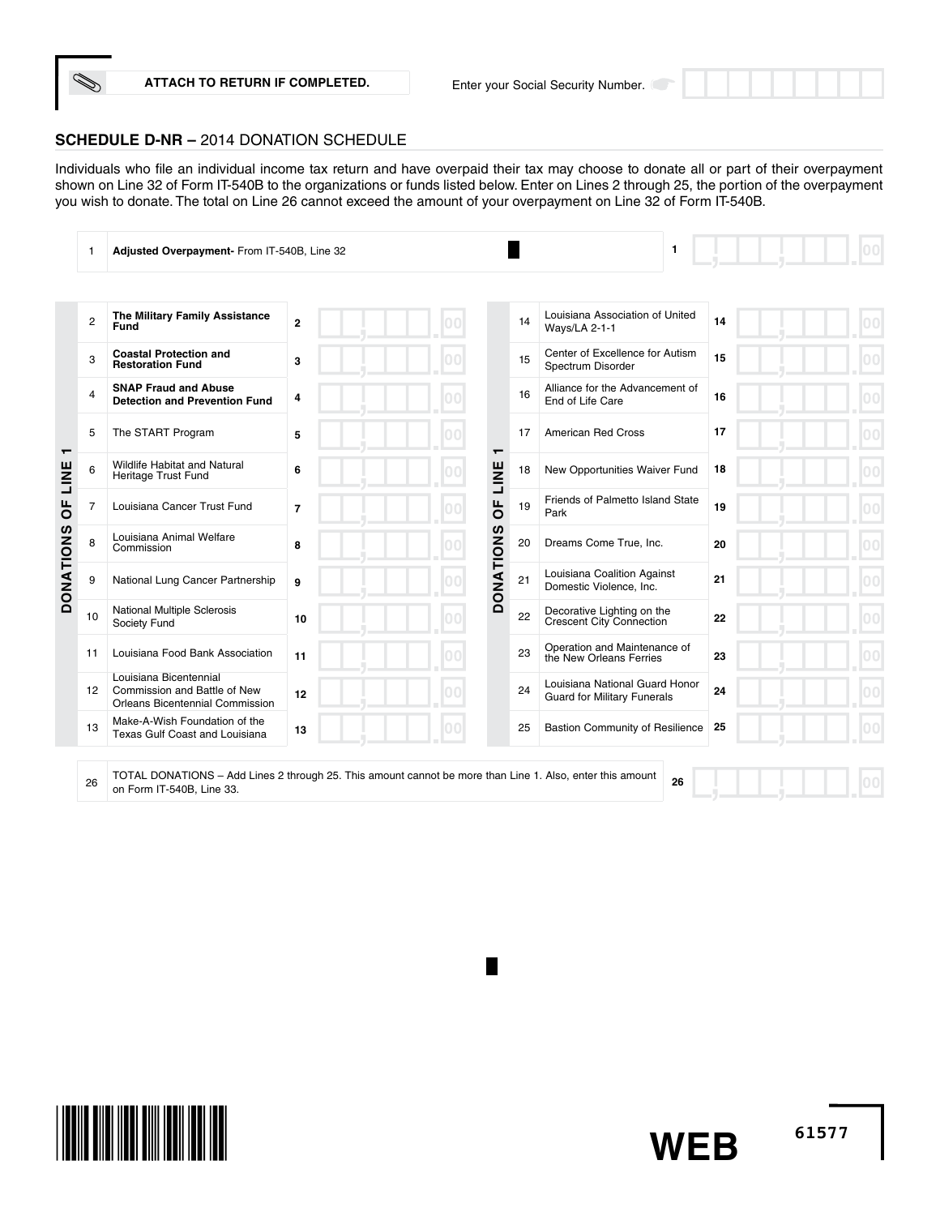ATTACH TO RETURN IF COMPLETED.

Enter your Social Security Number.

## SCHEDULE D-NR – 2014 DONATION SCHEDULE

Individuals who file an individual income tax return and have overpaid their tax may choose to donate all or part of their overpayment shown on Line 32 of Form IT-540B to the organizations or funds listed below. Enter on Lines 2 through 25, the portion of the overpayment you wish to donate. The total on Line 26 cannot exceed the amount of your overpayment on Line 32 of Form IT-540B.

| Line | Description | | Amount |
|---|---|---|---|
| 1 | **Adjusted Overpayment-** From IT-540B, Line 32 | 1 | .00 |

**DONATIONS OF LINE 1**

| Line | Organization/Fund | | Amount | Line | Organization/Fund | | Amount |
|---|---|---|---|---|---|---|---|
| 2 | **The Military Family Assistance Fund** | 2 | .00 | 14 | Louisiana Association of United Ways/LA 2-1-1 | 14 | .00 |
| 3 | **Coastal Protection and Restoration Fund** | 3 | .00 | 15 | Center of Excellence for Autism Spectrum Disorder | 15 | .00 |
| 4 | **SNAP Fraud and Abuse Detection and Prevention Fund** | 4 | .00 | 16 | Alliance for the Advancement of End of Life Care | 16 | .00 |
| 5 | The START Program | 5 | .00 | 17 | American Red Cross | 17 | .00 |
| 6 | Wildlife Habitat and Natural Heritage Trust Fund | 6 | .00 | 18 | New Opportunities Waiver Fund | 18 | .00 |
| 7 | Louisiana Cancer Trust Fund | 7 | .00 | 19 | Friends of Palmetto Island State Park | 19 | .00 |
| 8 | Louisiana Animal Welfare Commission | 8 | .00 | 20 | Dreams Come True, Inc. | 20 | .00 |
| 9 | National Lung Cancer Partnership | 9 | .00 | 21 | Louisiana Coalition Against Domestic Violence, Inc. | 21 | .00 |
| 10 | National Multiple Sclerosis Society Fund | 10 | .00 | 22 | Decorative Lighting on the Crescent City Connection | 22 | .00 |
| 11 | Louisiana Food Bank Association | 11 | .00 | 23 | Operation and Maintenance of the New Orleans Ferries | 23 | .00 |
| 12 | Louisiana Bicentennial Commission and Battle of New Orleans Bicentennial Commission | 12 | .00 | 24 | Louisiana National Guard Honor Guard for Military Funerals | 24 | .00 |
| 13 | Make-A-Wish Foundation of the Texas Gulf Coast and Louisiana | 13 | .00 | 25 | Bastion Community of Resilience | 25 | .00 |

| Line | Description | | Amount |
|---|---|---|---|
| 26 | TOTAL DONATIONS – Add Lines 2 through 25. This amount cannot be more than Line 1. Also, enter this amount on Form IT-540B, Line 33. | 26 | .00 |

WEB 61577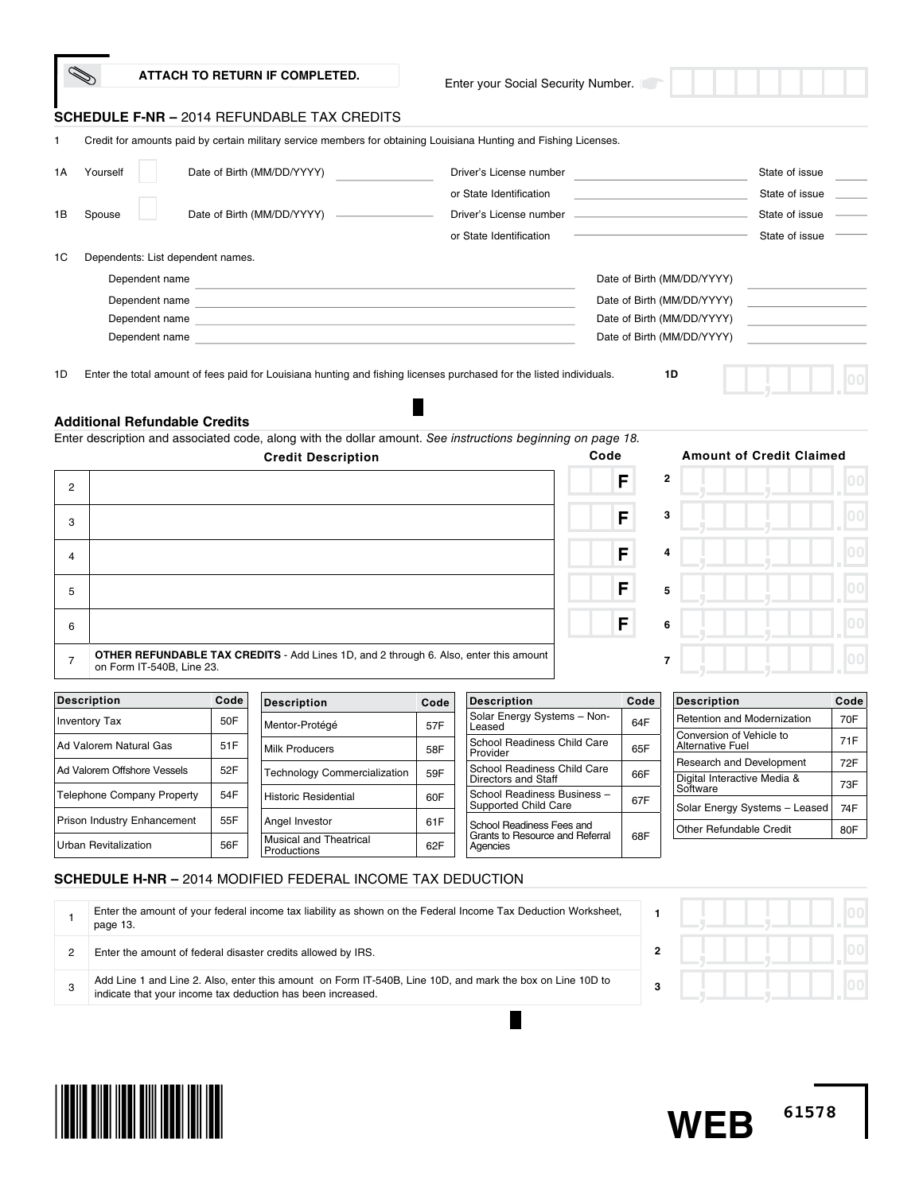**ATTACH TO RETURN IF COMPLETED.**

Enter your Social Security Number.

## SCHEDULE F-NR – 2014 REFUNDABLE TAX CREDITS

1 Credit for amounts paid by certain military service members for obtaining Louisiana Hunting and Fishing Licenses.

1A Yourself ☐ Date of Birth (MM/DD/YYYY) ________ Driver's License number ________ State of issue ____
or State Identification ________ State of issue ____

1B Spouse ☐ Date of Birth (MM/DD/YYYY) ________ Driver's License number ________ State of issue ____
or State Identification ________ State of issue ____

1C Dependents: List dependent names.

| Dependent name | Date of Birth (MM/DD/YYYY) |
|---|---|
| | |
| | |
| | |
| | |

1D Enter the total amount of fees paid for Louisiana hunting and fishing licenses purchased for the listed individuals. **1D** .00

### Additional Refundable Credits

Enter description and associated code, along with the dollar amount. *See instructions beginning on page 18.*

| | Credit Description | Code | | Amount of Credit Claimed |
|---|---|---|---|---|
| 2 | | F | 2 | .00 |
| 3 | | F | 3 | .00 |
| 4 | | F | 4 | .00 |
| 5 | | F | 5 | .00 |
| 6 | | F | 6 | .00 |
| 7 | **OTHER REFUNDABLE TAX CREDITS** - Add Lines 1D, and 2 through 6. Also, enter this amount on Form IT-540B, Line 23. | | 7 | .00 |

| Description | Code | Description | Code | Description | Code | Description | Code |
|---|---|---|---|---|---|---|---|
| Inventory Tax | 50F | Mentor-Protégé | 57F | Solar Energy Systems – Non-Leased | 64F | Retention and Modernization | 70F |
| Ad Valorem Natural Gas | 51F | Milk Producers | 58F | School Readiness Child Care Provider | 65F | Conversion of Vehicle to Alternative Fuel | 71F |
| Ad Valorem Offshore Vessels | 52F | Technology Commercialization | 59F | School Readiness Child Care Directors and Staff | 66F | Research and Development | 72F |
| Telephone Company Property | 54F | Historic Residential | 60F | School Readiness Business – Supported Child Care | 67F | Digital Interactive Media & Software | 73F |
| Prison Industry Enhancement | 55F | Angel Investor | 61F | School Readiness Fees and Grants to Resource and Referral Agencies | 68F | Solar Energy Systems – Leased | 74F |
| Urban Revitalization | 56F | Musical and Theatrical Productions | 62F | | | Other Refundable Credit | 80F |

## SCHEDULE H-NR – 2014 MODIFIED FEDERAL INCOME TAX DEDUCTION

| | | | |
|---|---|---|---|
| 1 | Enter the amount of your federal income tax liability as shown on the Federal Income Tax Deduction Worksheet, page 13. | 1 | .00 |
| 2 | Enter the amount of federal disaster credits allowed by IRS. | 2 | .00 |
| 3 | Add Line 1 and Line 2. Also, enter this amount on Form IT-540B, Line 10D, and mark the box on Line 10D to indicate that your income tax deduction has been increased. | 3 | .00 |

**WEB** 61578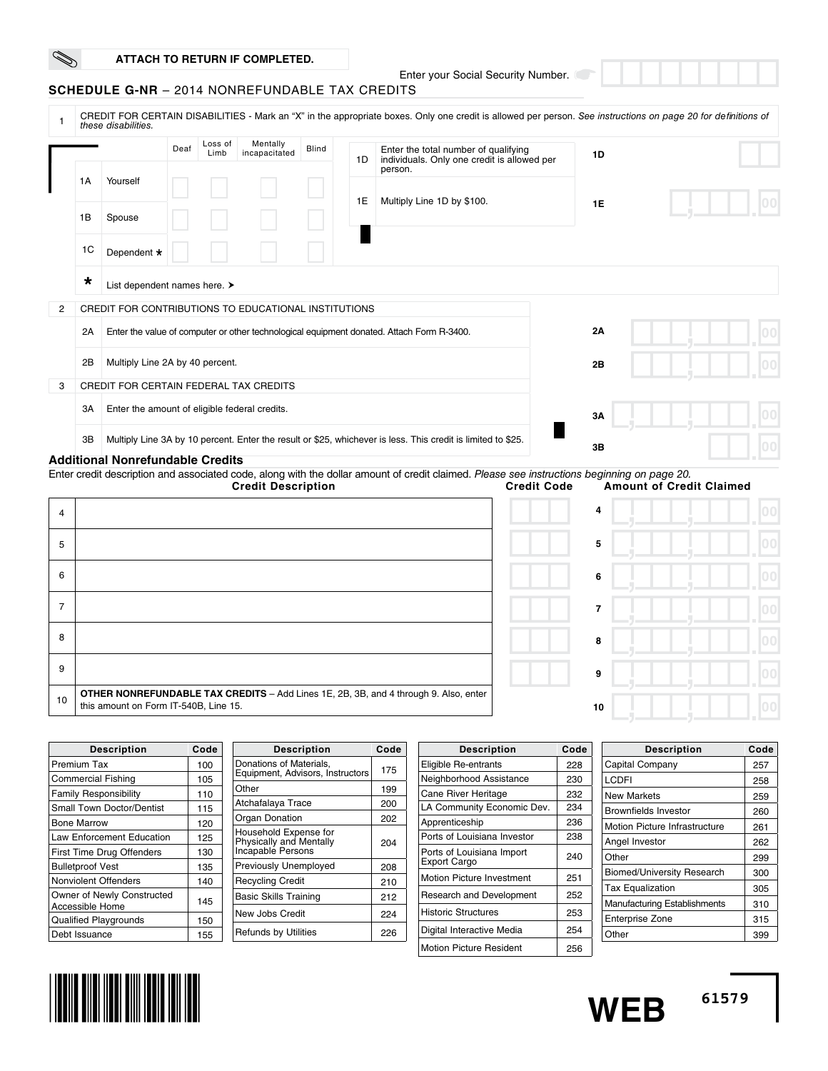ATTACH TO RETURN IF COMPLETED.

Enter your Social Security Number.

## SCHEDULE G-NR – 2014 NONREFUNDABLE TAX CREDITS

**1** CREDIT FOR CERTAIN DISABILITIES - Mark an "X" in the appropriate boxes. Only one credit is allowed per person. *See instructions on page 20 for definitions of these disabilities.*

| | | Deaf | Loss of Limb | Mentally incapacitated | Blind |
|---|---|---|---|---|---|
| 1A | Yourself | | | | |
| 1B | Spouse | | | | |
| 1C | Dependent * | | | | |

1D Enter the total number of qualifying individuals. Only one credit is allowed per person. **1D**

1E Multiply Line 1D by $100. **1E** .00

\* List dependent names here. ➤

**2** CREDIT FOR CONTRIBUTIONS TO EDUCATIONAL INSTITUTIONS

2A Enter the value of computer or other technological equipment donated. Attach Form R-3400. **2A** .00

2B Multiply Line 2A by 40 percent. **2B** .00

**3** CREDIT FOR CERTAIN FEDERAL TAX CREDITS

3A Enter the amount of eligible federal credits. **3A** .00

3B Multiply Line 3A by 10 percent. Enter the result or $25, whichever is less. This credit is limited to $25. **3B** .00

### Additional Nonrefundable Credits

Enter credit description and associated code, along with the dollar amount of credit claimed. *Please see instructions beginning on page 20.*

| | Credit Description | Credit Code | | Amount of Credit Claimed |
|---|---|---|---|---|
| 4 | | | 4 | .00 |
| 5 | | | 5 | .00 |
| 6 | | | 6 | .00 |
| 7 | | | 7 | .00 |
| 8 | | | 8 | .00 |
| 9 | | | 9 | .00 |
| 10 | **OTHER NONREFUNDABLE TAX CREDITS** – Add Lines 1E, 2B, 3B, and 4 through 9. Also, enter this amount on Form IT-540B, Line 15. | | 10 | .00 |

| Description | Code |
|---|---|
| Premium Tax | 100 |
| Commercial Fishing | 105 |
| Family Responsibility | 110 |
| Small Town Doctor/Dentist | 115 |
| Bone Marrow | 120 |
| Law Enforcement Education | 125 |
| First Time Drug Offenders | 130 |
| Bulletproof Vest | 135 |
| Nonviolent Offenders | 140 |
| Owner of Newly Constructed Accessible Home | 145 |
| Qualified Playgrounds | 150 |
| Debt Issuance | 155 |

| Description | Code |
|---|---|
| Donations of Materials, Equipment, Advisors, Instructors | 175 |
| Other | 199 |
| Atchafalaya Trace | 200 |
| Organ Donation | 202 |
| Household Expense for Physically and Mentally Incapable Persons | 204 |
| Previously Unemployed | 208 |
| Recycling Credit | 210 |
| Basic Skills Training | 212 |
| New Jobs Credit | 224 |
| Refunds by Utilities | 226 |

| Description | Code |
|---|---|
| Eligible Re-entrants | 228 |
| Neighborhood Assistance | 230 |
| Cane River Heritage | 232 |
| LA Community Economic Dev. | 234 |
| Apprenticeship | 236 |
| Ports of Louisiana Investor | 238 |
| Ports of Louisiana Import Export Cargo | 240 |
| Motion Picture Investment | 251 |
| Research and Development | 252 |
| Historic Structures | 253 |
| Digital Interactive Media | 254 |
| Motion Picture Resident | 256 |

| Description | Code |
|---|---|
| Capital Company | 257 |
| LCDFI | 258 |
| New Markets | 259 |
| Brownfields Investor | 260 |
| Motion Picture Infrastructure | 261 |
| Angel Investor | 262 |
| Other | 299 |
| Biomed/University Research | 300 |
| Tax Equalization | 305 |
| Manufacturing Establishments | 310 |
| Enterprise Zone | 315 |
| Other | 399 |

WEB 61579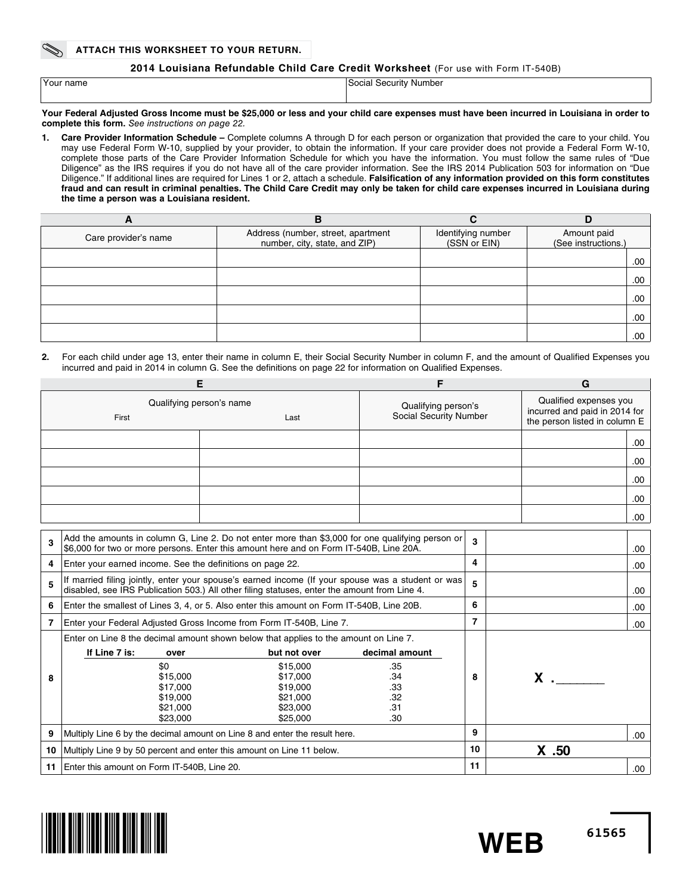**ATTACH THIS WORKSHEET TO YOUR RETURN.**

## 2014 Louisiana Refundable Child Care Credit Worksheet (For use with Form IT-540B)

| Your name | Social Security Number |
|---|---|
| | |

**Your Federal Adjusted Gross Income must be $25,000 or less and your child care expenses must have been incurred in Louisiana in order to complete this form.** *See instructions on page 22.*

1. **Care Provider Information Schedule –** Complete columns A through D for each person or organization that provided the care to your child. You may use Federal Form W-10, supplied by your provider, to obtain the information. If your care provider does not provide a Federal Form W-10, complete those parts of the Care Provider Information Schedule for which you have the information. You must follow the same rules of "Due Diligence" as the IRS requires if you do not have all of the care provider information. See the IRS 2014 Publication 503 for information on "Due Diligence." If additional lines are required for Lines 1 or 2, attach a schedule. **Falsification of any information provided on this form constitutes fraud and can result in criminal penalties. The Child Care Credit may only be taken for child care expenses incurred in Louisiana during the time a person was a Louisiana resident.**

| A | B | C | D |
|---|---|---|---|
| Care provider's name | Address (number, street, apartment number, city, state, and ZIP) | Identifying number (SSN or EIN) | Amount paid (See instructions.) |
| | | | .00 |
| | | | .00 |
| | | | .00 |
| | | | .00 |
| | | | .00 |

2. For each child under age 13, enter their name in column E, their Social Security Number in column F, and the amount of Qualified Expenses you incurred and paid in 2014 in column G. See the definitions on page 22 for information on Qualified Expenses.

| E | | F | G |
|---|---|---|---|
| Qualifying person's name | | Qualifying person's Social Security Number | Qualified expenses you incurred and paid in 2014 for the person listed in column E |
| First | Last | | |
| | | | .00 |
| | | | .00 |
| | | | .00 |
| | | | .00 |
| | | | .00 |

| | | | |
|---|---|---|---|
| 3 | Add the amounts in column G, Line 2. Do not enter more than $3,000 for one qualifying person or $6,000 for two or more persons. Enter this amount here and on Form IT-540B, Line 20A. | 3 | .00 |
| 4 | Enter your earned income. See the definitions on page 22. | 4 | .00 |
| 5 | If married filing jointly, enter your spouse's earned income (If your spouse was a student or was disabled, see IRS Publication 503.) All other filing statuses, enter the amount from Line 4. | 5 | .00 |
| 6 | Enter the smallest of Lines 3, 4, or 5. Also enter this amount on Form IT-540B, Line 20B. | 6 | .00 |
| 7 | Enter your Federal Adjusted Gross Income from Form IT-540B, Line 7. | 7 | .00 |
| 8 | Enter on Line 8 the decimal amount shown below that applies to the amount on Line 7. | 8 | X .______ |
| 9 | Multiply Line 6 by the decimal amount on Line 8 and enter the result here. | 9 | .00 |
| 10 | Multiply Line 9 by 50 percent and enter this amount on Line 11 below. | 10 | X .50 |
| 11 | Enter this amount on Form IT-540B, Line 20. | 11 | .00 |

Line 8 table:

| If Line 7 is: over | but not over | decimal amount |
|---|---|---|
| $0 | $15,000 | .35 |
| $15,000 | $17,000 | .34 |
| $17,000 | $19,000 | .33 |
| $19,000 | $21,000 | .32 |
| $21,000 | $23,000 | .31 |
| $23,000 | $25,000 | .30 |

WEB 61565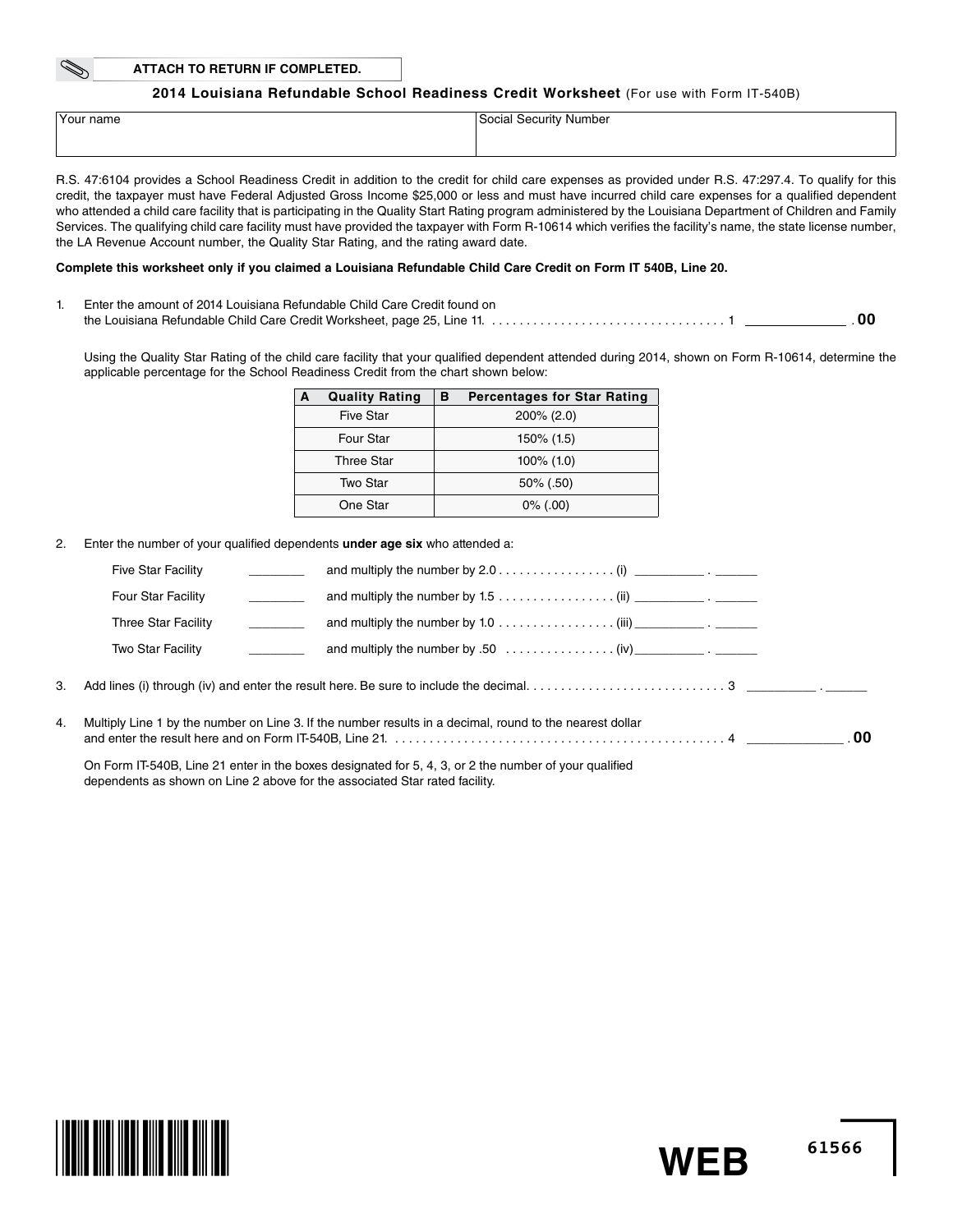**ATTACH TO RETURN IF COMPLETED.**

## 2014 Louisiana Refundable School Readiness Credit Worksheet (For use with Form IT-540B)

| Your name | Social Security Number |
|---|---|
| | |

R.S. 47:6104 provides a School Readiness Credit in addition to the credit for child care expenses as provided under R.S. 47:297.4. To qualify for this credit, the taxpayer must have Federal Adjusted Gross Income $25,000 or less and must have incurred child care expenses for a qualified dependent who attended a child care facility that is participating in the Quality Start Rating program administered by the Louisiana Department of Children and Family Services. The qualifying child care facility must have provided the taxpayer with Form R-10614 which verifies the facility's name, the state license number, the LA Revenue Account number, the Quality Star Rating, and the rating award date.

**Complete this worksheet only if you claimed a Louisiana Refundable Child Care Credit on Form IT 540B, Line 20.**

1. Enter the amount of 2014 Louisiana Refundable Child Care Credit found on the Louisiana Refundable Child Care Credit Worksheet, page 25, Line 11. . . . . . . . . . . . . . . . . . . . . . . . . . . . . . . . . . . 1 ____________ **.00**

   Using the Quality Star Rating of the child care facility that your qualified dependent attended during 2014, shown on Form R-10614, determine the applicable percentage for the School Readiness Credit from the chart shown below:

| A Quality Rating | B Percentages for Star Rating |
|---|---|
| Five Star | 200% (2.0) |
| Four Star | 150% (1.5) |
| Three Star | 100% (1.0) |
| Two Star | 50% (.50) |
| One Star | 0% (.00) |

2. Enter the number of your qualified dependents **under age six** who attended a:

   Five Star Facility ________ and multiply the number by 2.0 . . . . . . . . . . . . . . . . (i) __________ . ______

   Four Star Facility ________ and multiply the number by 1.5 . . . . . . . . . . . . . . . . (ii) __________ . ______

   Three Star Facility ________ and multiply the number by 1.0 . . . . . . . . . . . . . . . . (iii) __________ . ______

   Two Star Facility ________ and multiply the number by .50 . . . . . . . . . . . . . . . . (iv) __________ . ______

3. Add lines (i) through (iv) and enter the result here. Be sure to include the decimal. . . . . . . . . . . . . . . . . . . . . . . . . . . . . 3 __________ . ______

4. Multiply Line 1 by the number on Line 3. If the number results in a decimal, round to the nearest dollar and enter the result here and on Form IT-540B, Line 21. . . . . . . . . . . . . . . . . . . . . . . . . . . . . . . . . . . . . . . . . . . . . . . . 4 ____________ **.00**

   On Form IT-540B, Line 21 enter in the boxes designated for 5, 4, 3, or 2 the number of your qualified dependents as shown on Line 2 above for the associated Star rated facility.

WEB

61566